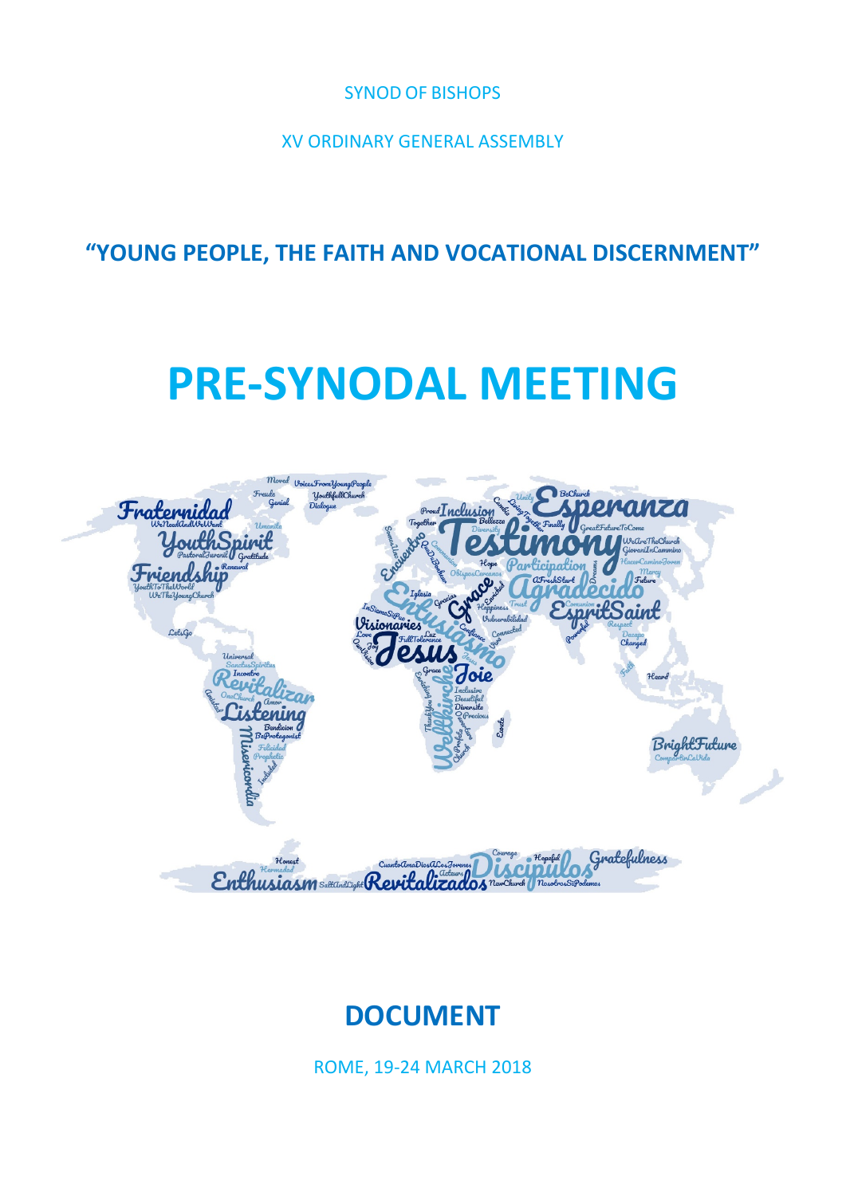SYNOD OF BISHOPS

XV ORDINARY GENERAL ASSEMBLY

**"YOUNG PEOPLE, THE FAITH AND VOCATIONAL DISCERNMENT"**

# PRE-SYNODAL MEETING

## DOCUMENT

ROME, 19-24 MARCH 2018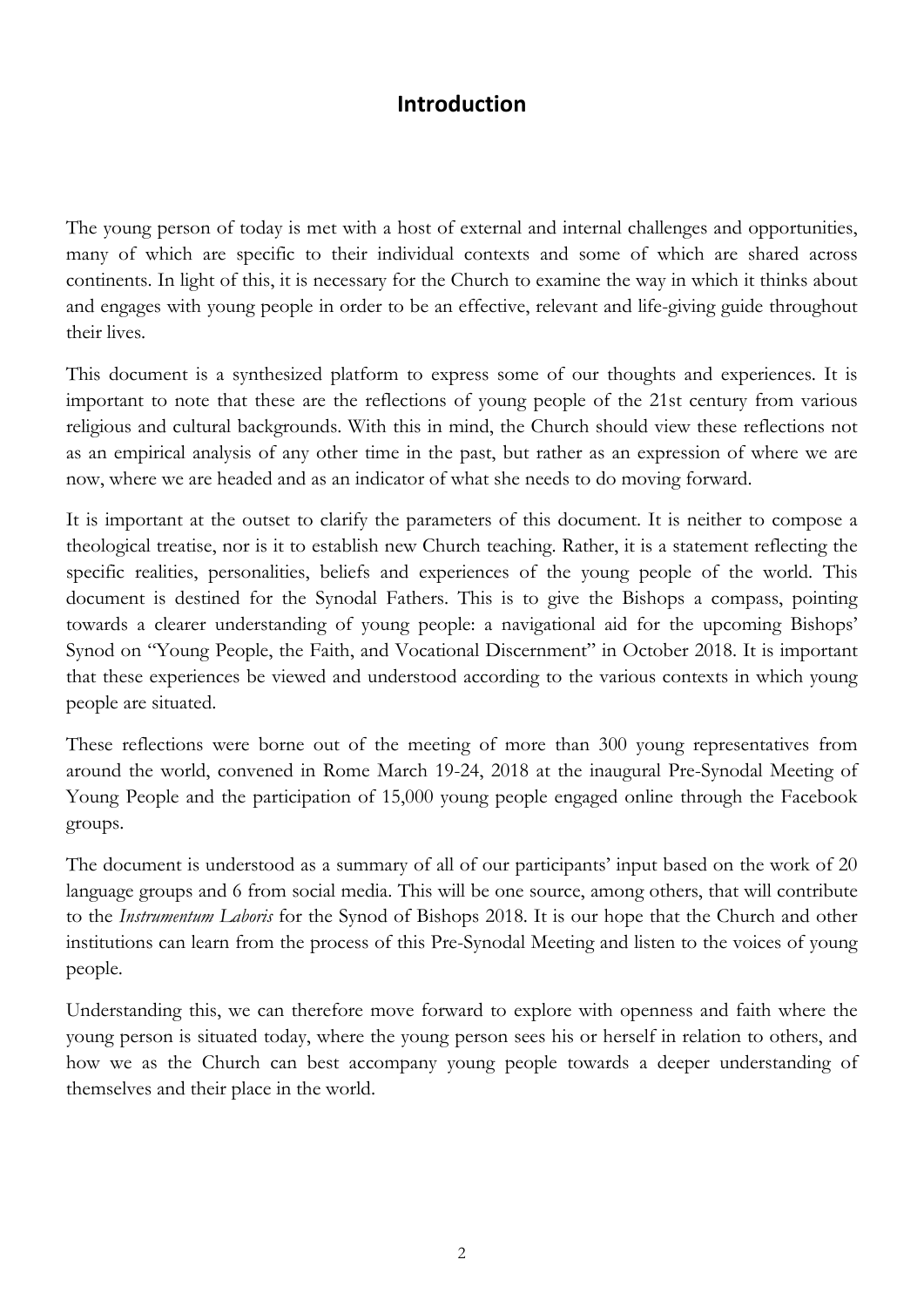# Introduction

The young person of today is met with a host of external and internal challenges and opportunities, many of which are specific to their individual contexts and some of which are shared across continents. In light of this, it is necessary for the Church to examine the way in which it thinks about and engages with young people in order to be an effective, relevant and life-giving guide throughout their lives.

This document is a synthesized platform to express some of our thoughts and experiences. It is important to note that these are the reflections of young people of the 21st century from various religious and cultural backgrounds. With this in mind, the Church should view these reflections not as an empirical analysis of any other time in the past, but rather as an expression of where we are now, where we are headed and as an indicator of what she needs to do moving forward.

It is important at the outset to clarify the parameters of this document. It is neither to compose a theological treatise, nor is it to establish new Church teaching. Rather, it is a statement reflecting the specific realities, personalities, beliefs and experiences of the young people of the world. This document is destined for the Synodal Fathers. This is to give the Bishops a compass, pointing towards a clearer understanding of young people: a navigational aid for the upcoming Bishops' Synod on "Young People, the Faith, and Vocational Discernment" in October 2018. It is important that these experiences be viewed and understood according to the various contexts in which young people are situated.

These reflections were borne out of the meeting of more than 300 young representatives from around the world, convened in Rome March 19-24, 2018 at the inaugural Pre-Synodal Meeting of Young People and the participation of 15,000 young people engaged online through the Facebook groups.

The document is understood as a summary of all of our participants' input based on the work of 20 language groups and 6 from social media. This will be one source, among others, that will contribute to the *Instrumentum Laboris* for the Synod of Bishops 2018. It is our hope that the Church and other institutions can learn from the process of this Pre-Synodal Meeting and listen to the voices of young people.

Understanding this, we can therefore move forward to explore with openness and faith where the young person is situated today, where the young person sees his or herself in relation to others, and how we as the Church can best accompany young people towards a deeper understanding of themselves and their place in the world.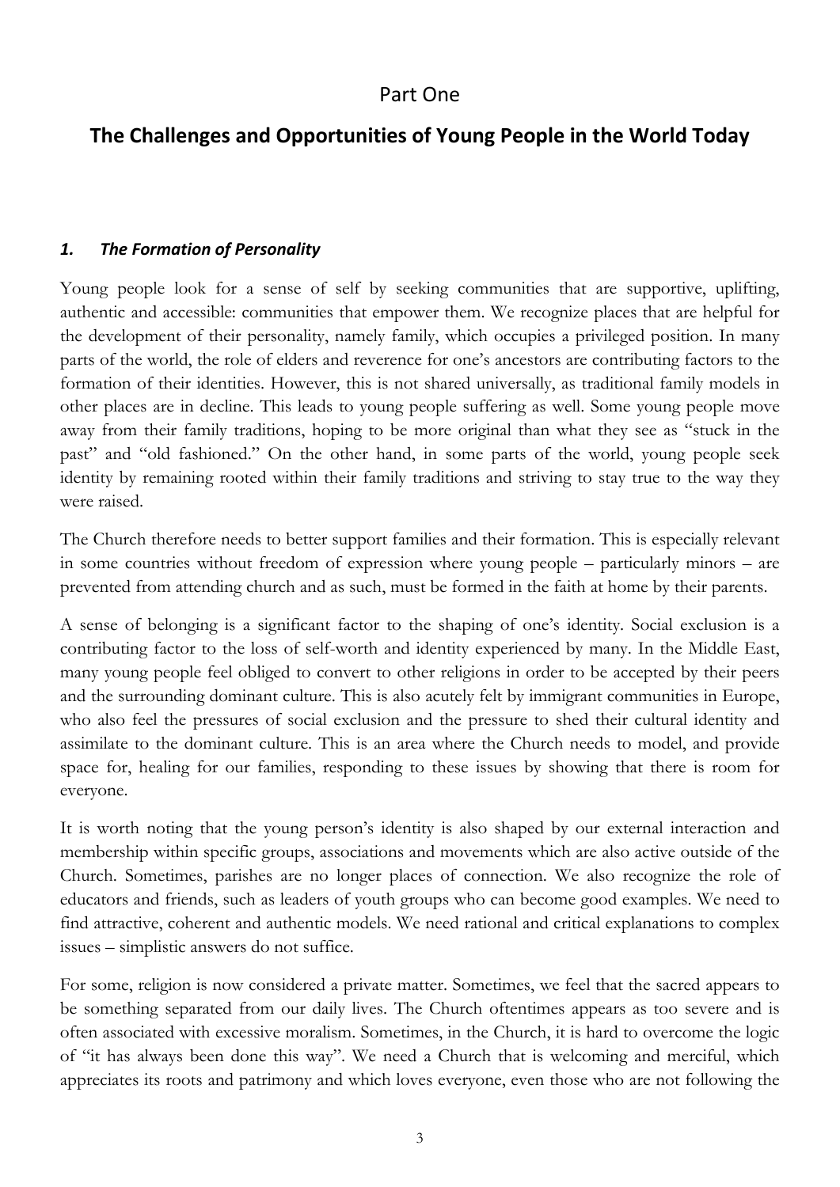# Part One

## The Challenges and Opportunities of Young People in the World Today

### *1. The Formation of Personality*

Young people look for a sense of self by seeking communities that are supportive, uplifting, authentic and accessible: communities that empower them. We recognize places that are helpful for the development of their personality, namely family, which occupies a privileged position. In many parts of the world, the role of elders and reverence for one's ancestors are contributing factors to the formation of their identities. However, this is not shared universally, as traditional family models in other places are in decline. This leads to young people suffering as well. Some young people move away from their family traditions, hoping to be more original than what they see as "stuck in the past" and "old fashioned." On the other hand, in some parts of the world, young people seek identity by remaining rooted within their family traditions and striving to stay true to the way they were raised.

The Church therefore needs to better support families and their formation. This is especially relevant in some countries without freedom of expression where young people – particularly minors – are prevented from attending church and as such, must be formed in the faith at home by their parents.

A sense of belonging is a significant factor to the shaping of one's identity. Social exclusion is a contributing factor to the loss of self-worth and identity experienced by many. In the Middle East, many young people feel obliged to convert to other religions in order to be accepted by their peers and the surrounding dominant culture. This is also acutely felt by immigrant communities in Europe, who also feel the pressures of social exclusion and the pressure to shed their cultural identity and assimilate to the dominant culture. This is an area where the Church needs to model, and provide space for, healing for our families, responding to these issues by showing that there is room for everyone.

It is worth noting that the young person's identity is also shaped by our external interaction and membership within specific groups, associations and movements which are also active outside of the Church. Sometimes, parishes are no longer places of connection. We also recognize the role of educators and friends, such as leaders of youth groups who can become good examples. We need to find attractive, coherent and authentic models. We need rational and critical explanations to complex issues – simplistic answers do not suffice.

For some, religion is now considered a private matter. Sometimes, we feel that the sacred appears to be something separated from our daily lives. The Church oftentimes appears as too severe and is often associated with excessive moralism. Sometimes, in the Church, it is hard to overcome the logic of "it has always been done this way". We need a Church that is welcoming and merciful, which appreciates its roots and patrimony and which loves everyone, even those who are not following the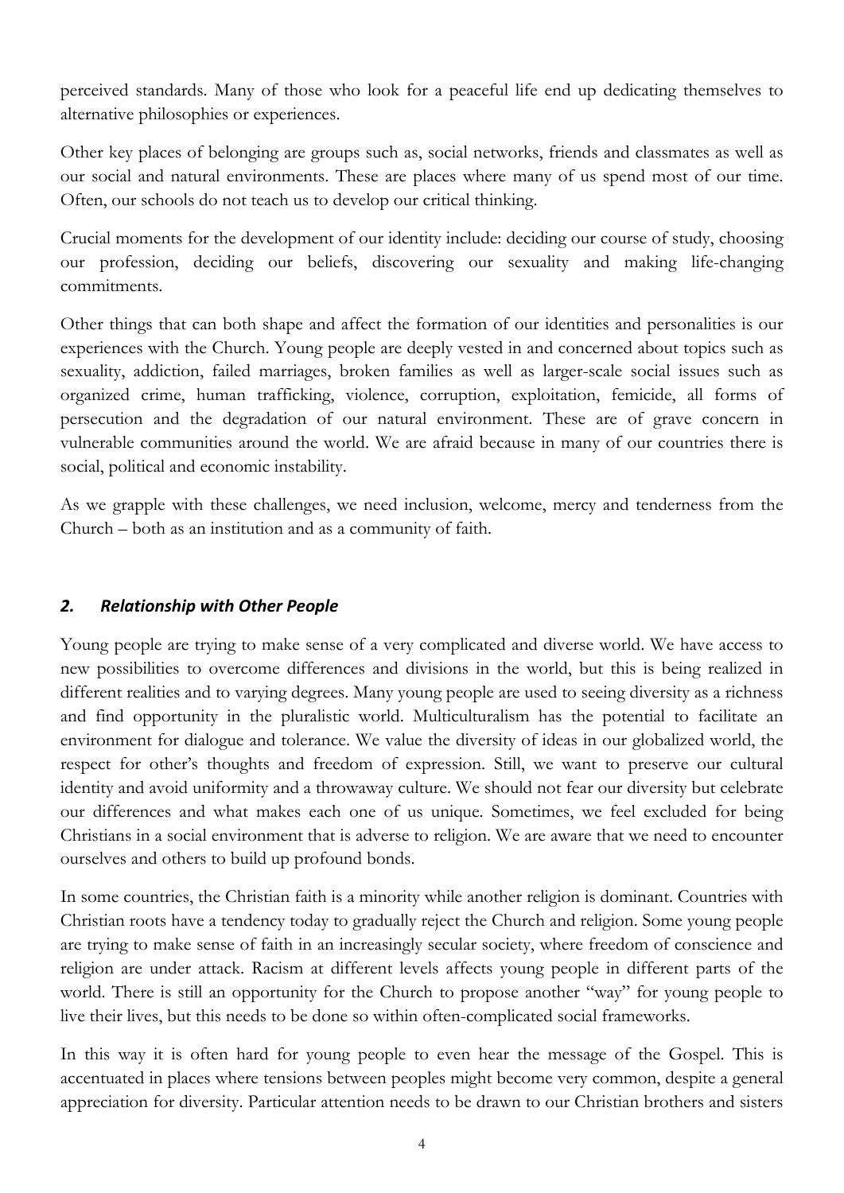perceived standards. Many of those who look for a peaceful life end up dedicating themselves to alternative philosophies or experiences.

Other key places of belonging are groups such as, social networks, friends and classmates as well as our social and natural environments. These are places where many of us spend most of our time. Often, our schools do not teach us to develop our critical thinking.

Crucial moments for the development of our identity include: deciding our course of study, choosing our profession, deciding our beliefs, discovering our sexuality and making life-changing commitments.

Other things that can both shape and affect the formation of our identities and personalities is our experiences with the Church. Young people are deeply vested in and concerned about topics such as sexuality, addiction, failed marriages, broken families as well as larger-scale social issues such as organized crime, human trafficking, violence, corruption, exploitation, femicide, all forms of persecution and the degradation of our natural environment. These are of grave concern in vulnerable communities around the world. We are afraid because in many of our countries there is social, political and economic instability.

As we grapple with these challenges, we need inclusion, welcome, mercy and tenderness from the Church – both as an institution and as a community of faith.

## *2. Relationship with Other People*

Young people are trying to make sense of a very complicated and diverse world. We have access to new possibilities to overcome differences and divisions in the world, but this is being realized in different realities and to varying degrees. Many young people are used to seeing diversity as a richness and find opportunity in the pluralistic world. Multiculturalism has the potential to facilitate an environment for dialogue and tolerance. We value the diversity of ideas in our globalized world, the respect for other's thoughts and freedom of expression. Still, we want to preserve our cultural identity and avoid uniformity and a throwaway culture. We should not fear our diversity but celebrate our differences and what makes each one of us unique. Sometimes, we feel excluded for being Christians in a social environment that is adverse to religion. We are aware that we need to encounter ourselves and others to build up profound bonds.

In some countries, the Christian faith is a minority while another religion is dominant. Countries with Christian roots have a tendency today to gradually reject the Church and religion. Some young people are trying to make sense of faith in an increasingly secular society, where freedom of conscience and religion are under attack. Racism at different levels affects young people in different parts of the world. There is still an opportunity for the Church to propose another "way" for young people to live their lives, but this needs to be done so within often-complicated social frameworks.

In this way it is often hard for young people to even hear the message of the Gospel. This is accentuated in places where tensions between peoples might become very common, despite a general appreciation for diversity. Particular attention needs to be drawn to our Christian brothers and sisters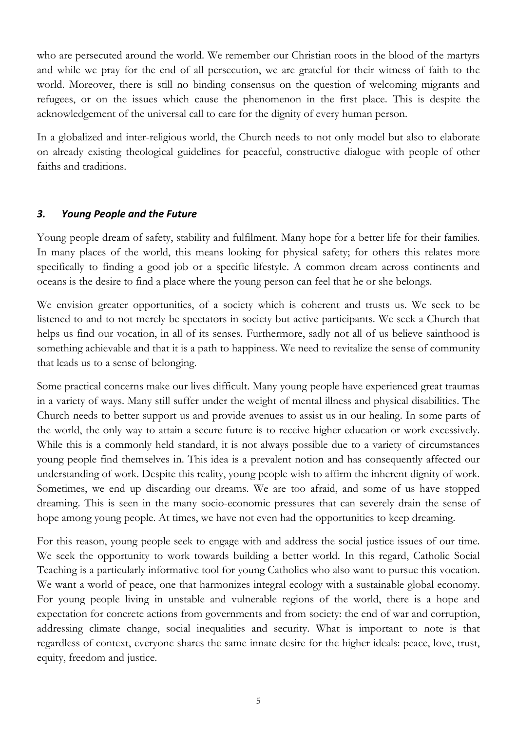who are persecuted around the world. We remember our Christian roots in the blood of the martyrs and while we pray for the end of all persecution, we are grateful for their witness of faith to the world. Moreover, there is still no binding consensus on the question of welcoming migrants and refugees, or on the issues which cause the phenomenon in the first place. This is despite the acknowledgement of the universal call to care for the dignity of every human person.

In a globalized and inter-religious world, the Church needs to not only model but also to elaborate on already existing theological guidelines for peaceful, constructive dialogue with people of other faiths and traditions.

### *3. Young People and the Future*

Young people dream of safety, stability and fulfilment. Many hope for a better life for their families. In many places of the world, this means looking for physical safety; for others this relates more specifically to finding a good job or a specific lifestyle. A common dream across continents and oceans is the desire to find a place where the young person can feel that he or she belongs.

We envision greater opportunities, of a society which is coherent and trusts us. We seek to be listened to and to not merely be spectators in society but active participants. We seek a Church that helps us find our vocation, in all of its senses. Furthermore, sadly not all of us believe sainthood is something achievable and that it is a path to happiness. We need to revitalize the sense of community that leads us to a sense of belonging.

Some practical concerns make our lives difficult. Many young people have experienced great traumas in a variety of ways. Many still suffer under the weight of mental illness and physical disabilities. The Church needs to better support us and provide avenues to assist us in our healing. In some parts of the world, the only way to attain a secure future is to receive higher education or work excessively. While this is a commonly held standard, it is not always possible due to a variety of circumstances young people find themselves in. This idea is a prevalent notion and has consequently affected our understanding of work. Despite this reality, young people wish to affirm the inherent dignity of work. Sometimes, we end up discarding our dreams. We are too afraid, and some of us have stopped dreaming. This is seen in the many socio-economic pressures that can severely drain the sense of hope among young people. At times, we have not even had the opportunities to keep dreaming.

For this reason, young people seek to engage with and address the social justice issues of our time. We seek the opportunity to work towards building a better world. In this regard, Catholic Social Teaching is a particularly informative tool for young Catholics who also want to pursue this vocation. We want a world of peace, one that harmonizes integral ecology with a sustainable global economy. For young people living in unstable and vulnerable regions of the world, there is a hope and expectation for concrete actions from governments and from society: the end of war and corruption, addressing climate change, social inequalities and security. What is important to note is that regardless of context, everyone shares the same innate desire for the higher ideals: peace, love, trust, equity, freedom and justice.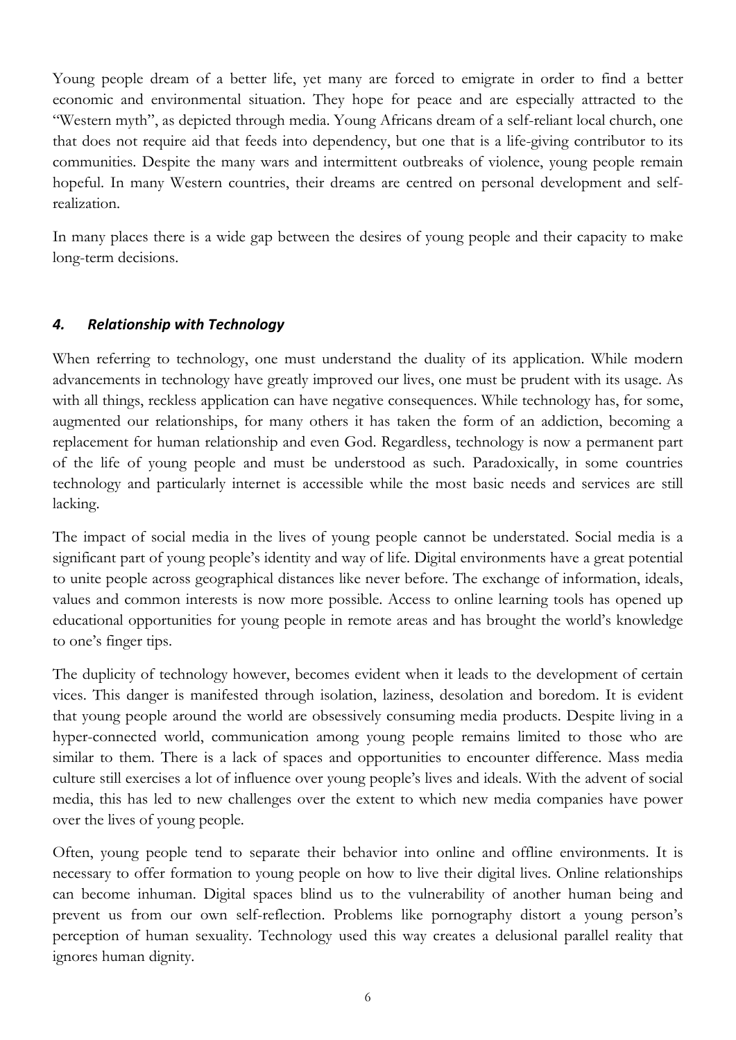Young people dream of a better life, yet many are forced to emigrate in order to find a better economic and environmental situation. They hope for peace and are especially attracted to the "Western myth", as depicted through media. Young Africans dream of a self-reliant local church, one that does not require aid that feeds into dependency, but one that is a life-giving contributor to its communities. Despite the many wars and intermittent outbreaks of violence, young people remain hopeful. In many Western countries, their dreams are centred on personal development and self-realization.

In many places there is a wide gap between the desires of young people and their capacity to make long-term decisions.

### *4. Relationship with Technology*

When referring to technology, one must understand the duality of its application. While modern advancements in technology have greatly improved our lives, one must be prudent with its usage. As with all things, reckless application can have negative consequences. While technology has, for some, augmented our relationships, for many others it has taken the form of an addiction, becoming a replacement for human relationship and even God. Regardless, technology is now a permanent part of the life of young people and must be understood as such. Paradoxically, in some countries technology and particularly internet is accessible while the most basic needs and services are still lacking.

The impact of social media in the lives of young people cannot be understated. Social media is a significant part of young people's identity and way of life. Digital environments have a great potential to unite people across geographical distances like never before. The exchange of information, ideals, values and common interests is now more possible. Access to online learning tools has opened up educational opportunities for young people in remote areas and has brought the world's knowledge to one's finger tips.

The duplicity of technology however, becomes evident when it leads to the development of certain vices. This danger is manifested through isolation, laziness, desolation and boredom. It is evident that young people around the world are obsessively consuming media products. Despite living in a hyper-connected world, communication among young people remains limited to those who are similar to them. There is a lack of spaces and opportunities to encounter difference. Mass media culture still exercises a lot of influence over young people's lives and ideals. With the advent of social media, this has led to new challenges over the extent to which new media companies have power over the lives of young people.

Often, young people tend to separate their behavior into online and offline environments. It is necessary to offer formation to young people on how to live their digital lives. Online relationships can become inhuman. Digital spaces blind us to the vulnerability of another human being and prevent us from our own self-reflection. Problems like pornography distort a young person's perception of human sexuality. Technology used this way creates a delusional parallel reality that ignores human dignity.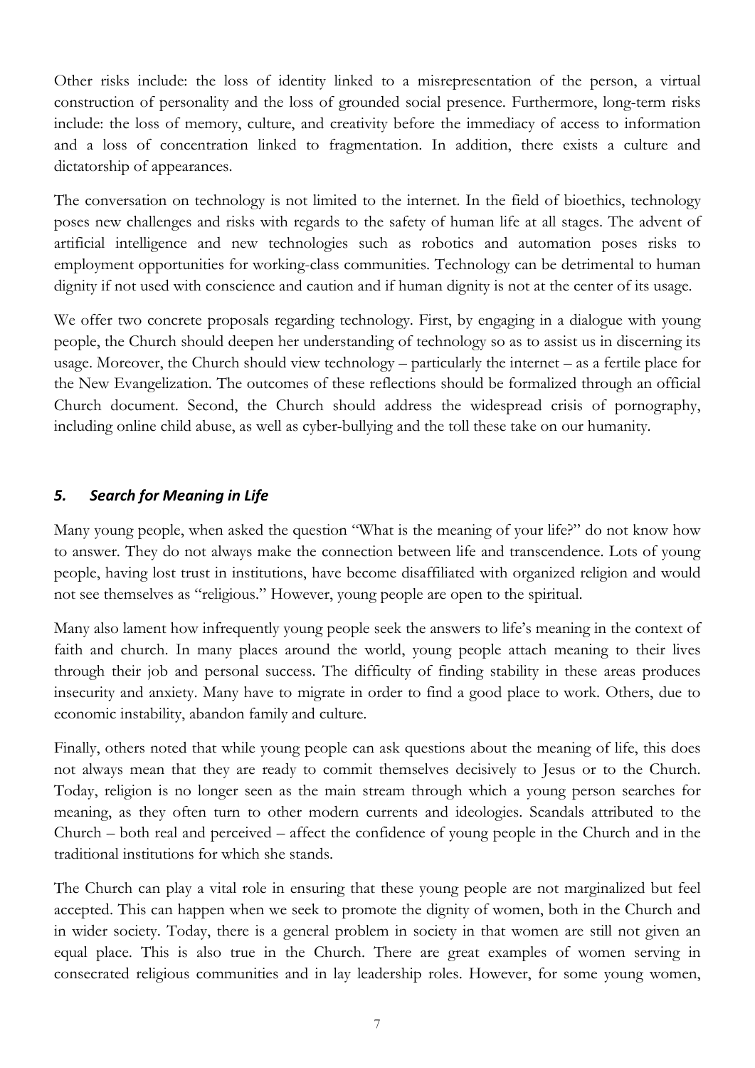Other risks include: the loss of identity linked to a misrepresentation of the person, a virtual construction of personality and the loss of grounded social presence. Furthermore, long-term risks include: the loss of memory, culture, and creativity before the immediacy of access to information and a loss of concentration linked to fragmentation. In addition, there exists a culture and dictatorship of appearances.

The conversation on technology is not limited to the internet. In the field of bioethics, technology poses new challenges and risks with regards to the safety of human life at all stages. The advent of artificial intelligence and new technologies such as robotics and automation poses risks to employment opportunities for working-class communities. Technology can be detrimental to human dignity if not used with conscience and caution and if human dignity is not at the center of its usage.

We offer two concrete proposals regarding technology. First, by engaging in a dialogue with young people, the Church should deepen her understanding of technology so as to assist us in discerning its usage. Moreover, the Church should view technology – particularly the internet – as a fertile place for the New Evangelization. The outcomes of these reflections should be formalized through an official Church document. Second, the Church should address the widespread crisis of pornography, including online child abuse, as well as cyber-bullying and the toll these take on our humanity.

## *5. Search for Meaning in Life*

Many young people, when asked the question "What is the meaning of your life?" do not know how to answer. They do not always make the connection between life and transcendence. Lots of young people, having lost trust in institutions, have become disaffiliated with organized religion and would not see themselves as "religious." However, young people are open to the spiritual.

Many also lament how infrequently young people seek the answers to life's meaning in the context of faith and church. In many places around the world, young people attach meaning to their lives through their job and personal success. The difficulty of finding stability in these areas produces insecurity and anxiety. Many have to migrate in order to find a good place to work. Others, due to economic instability, abandon family and culture.

Finally, others noted that while young people can ask questions about the meaning of life, this does not always mean that they are ready to commit themselves decisively to Jesus or to the Church. Today, religion is no longer seen as the main stream through which a young person searches for meaning, as they often turn to other modern currents and ideologies. Scandals attributed to the Church – both real and perceived – affect the confidence of young people in the Church and in the traditional institutions for which she stands.

The Church can play a vital role in ensuring that these young people are not marginalized but feel accepted. This can happen when we seek to promote the dignity of women, both in the Church and in wider society. Today, there is a general problem in society in that women are still not given an equal place. This is also true in the Church. There are great examples of women serving in consecrated religious communities and in lay leadership roles. However, for some young women,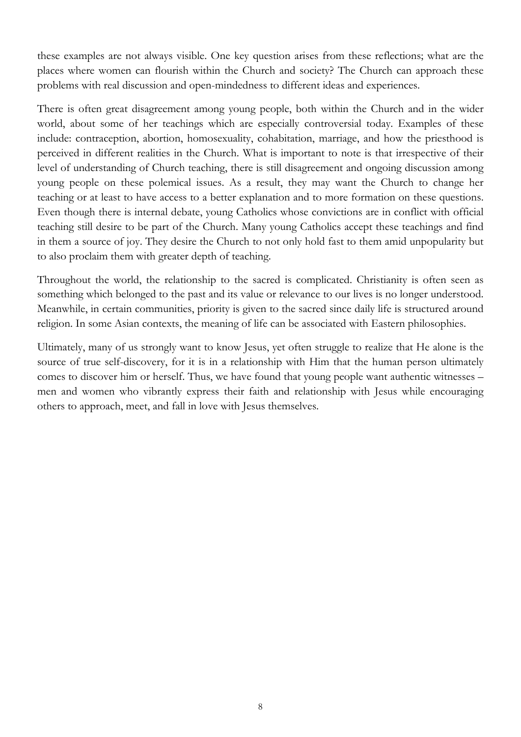these examples are not always visible. One key question arises from these reflections; what are the places where women can flourish within the Church and society? The Church can approach these problems with real discussion and open-mindedness to different ideas and experiences.

There is often great disagreement among young people, both within the Church and in the wider world, about some of her teachings which are especially controversial today. Examples of these include: contraception, abortion, homosexuality, cohabitation, marriage, and how the priesthood is perceived in different realities in the Church. What is important to note is that irrespective of their level of understanding of Church teaching, there is still disagreement and ongoing discussion among young people on these polemical issues. As a result, they may want the Church to change her teaching or at least to have access to a better explanation and to more formation on these questions. Even though there is internal debate, young Catholics whose convictions are in conflict with official teaching still desire to be part of the Church. Many young Catholics accept these teachings and find in them a source of joy. They desire the Church to not only hold fast to them amid unpopularity but to also proclaim them with greater depth of teaching.

Throughout the world, the relationship to the sacred is complicated. Christianity is often seen as something which belonged to the past and its value or relevance to our lives is no longer understood. Meanwhile, in certain communities, priority is given to the sacred since daily life is structured around religion. In some Asian contexts, the meaning of life can be associated with Eastern philosophies.

Ultimately, many of us strongly want to know Jesus, yet often struggle to realize that He alone is the source of true self-discovery, for it is in a relationship with Him that the human person ultimately comes to discover him or herself. Thus, we have found that young people want authentic witnesses – men and women who vibrantly express their faith and relationship with Jesus while encouraging others to approach, meet, and fall in love with Jesus themselves.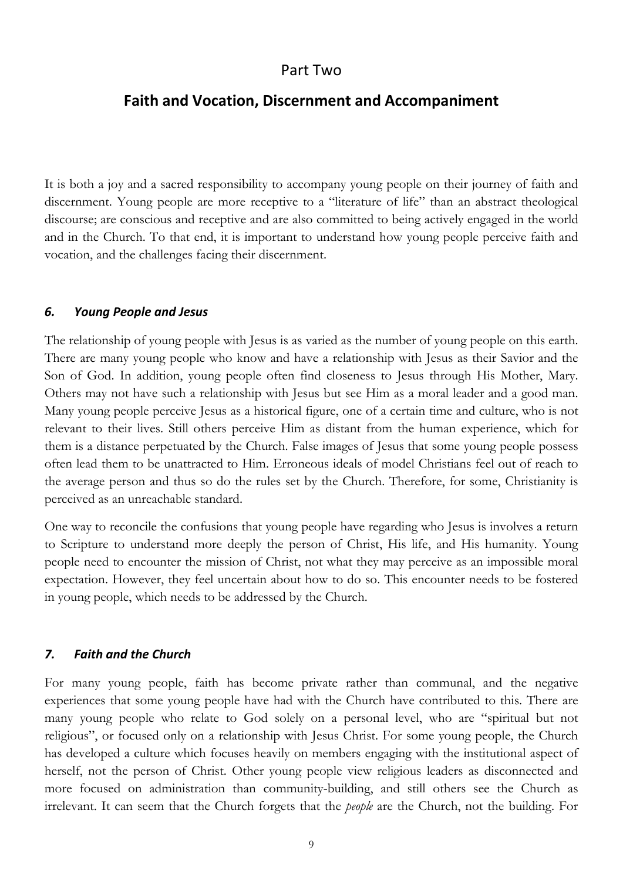# Part Two

## Faith and Vocation, Discernment and Accompaniment

It is both a joy and a sacred responsibility to accompany young people on their journey of faith and discernment. Young people are more receptive to a "literature of life" than an abstract theological discourse; are conscious and receptive and are also committed to being actively engaged in the world and in the Church. To that end, it is important to understand how young people perceive faith and vocation, and the challenges facing their discernment.

### *6. Young People and Jesus*

The relationship of young people with Jesus is as varied as the number of young people on this earth. There are many young people who know and have a relationship with Jesus as their Savior and the Son of God. In addition, young people often find closeness to Jesus through His Mother, Mary. Others may not have such a relationship with Jesus but see Him as a moral leader and a good man. Many young people perceive Jesus as a historical figure, one of a certain time and culture, who is not relevant to their lives. Still others perceive Him as distant from the human experience, which for them is a distance perpetuated by the Church. False images of Jesus that some young people possess often lead them to be unattracted to Him. Erroneous ideals of model Christians feel out of reach to the average person and thus so do the rules set by the Church. Therefore, for some, Christianity is perceived as an unreachable standard.

One way to reconcile the confusions that young people have regarding who Jesus is involves a return to Scripture to understand more deeply the person of Christ, His life, and His humanity. Young people need to encounter the mission of Christ, not what they may perceive as an impossible moral expectation. However, they feel uncertain about how to do so. This encounter needs to be fostered in young people, which needs to be addressed by the Church.

### *7. Faith and the Church*

For many young people, faith has become private rather than communal, and the negative experiences that some young people have had with the Church have contributed to this. There are many young people who relate to God solely on a personal level, who are "spiritual but not religious", or focused only on a relationship with Jesus Christ. For some young people, the Church has developed a culture which focuses heavily on members engaging with the institutional aspect of herself, not the person of Christ. Other young people view religious leaders as disconnected and more focused on administration than community-building, and still others see the Church as irrelevant. It can seem that the Church forgets that the *people* are the Church, not the building. For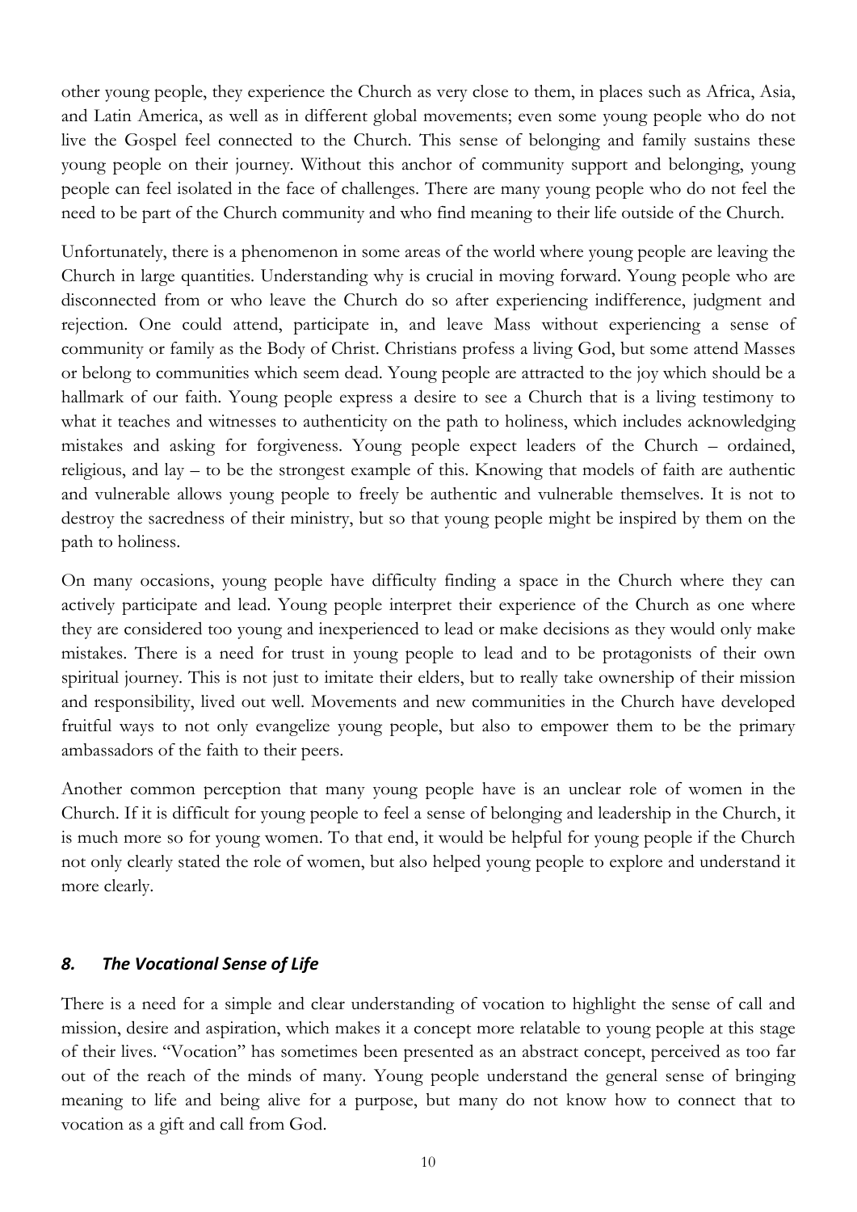other young people, they experience the Church as very close to them, in places such as Africa, Asia, and Latin America, as well as in different global movements; even some young people who do not live the Gospel feel connected to the Church. This sense of belonging and family sustains these young people on their journey. Without this anchor of community support and belonging, young people can feel isolated in the face of challenges. There are many young people who do not feel the need to be part of the Church community and who find meaning to their life outside of the Church.

Unfortunately, there is a phenomenon in some areas of the world where young people are leaving the Church in large quantities. Understanding why is crucial in moving forward. Young people who are disconnected from or who leave the Church do so after experiencing indifference, judgment and rejection. One could attend, participate in, and leave Mass without experiencing a sense of community or family as the Body of Christ. Christians profess a living God, but some attend Masses or belong to communities which seem dead. Young people are attracted to the joy which should be a hallmark of our faith. Young people express a desire to see a Church that is a living testimony to what it teaches and witnesses to authenticity on the path to holiness, which includes acknowledging mistakes and asking for forgiveness. Young people expect leaders of the Church – ordained, religious, and lay – to be the strongest example of this. Knowing that models of faith are authentic and vulnerable allows young people to freely be authentic and vulnerable themselves. It is not to destroy the sacredness of their ministry, but so that young people might be inspired by them on the path to holiness.

On many occasions, young people have difficulty finding a space in the Church where they can actively participate and lead. Young people interpret their experience of the Church as one where they are considered too young and inexperienced to lead or make decisions as they would only make mistakes. There is a need for trust in young people to lead and to be protagonists of their own spiritual journey. This is not just to imitate their elders, but to really take ownership of their mission and responsibility, lived out well. Movements and new communities in the Church have developed fruitful ways to not only evangelize young people, but also to empower them to be the primary ambassadors of the faith to their peers.

Another common perception that many young people have is an unclear role of women in the Church. If it is difficult for young people to feel a sense of belonging and leadership in the Church, it is much more so for young women. To that end, it would be helpful for young people if the Church not only clearly stated the role of women, but also helped young people to explore and understand it more clearly.

## *8. The Vocational Sense of Life*

There is a need for a simple and clear understanding of vocation to highlight the sense of call and mission, desire and aspiration, which makes it a concept more relatable to young people at this stage of their lives. "Vocation" has sometimes been presented as an abstract concept, perceived as too far out of the reach of the minds of many. Young people understand the general sense of bringing meaning to life and being alive for a purpose, but many do not know how to connect that to vocation as a gift and call from God.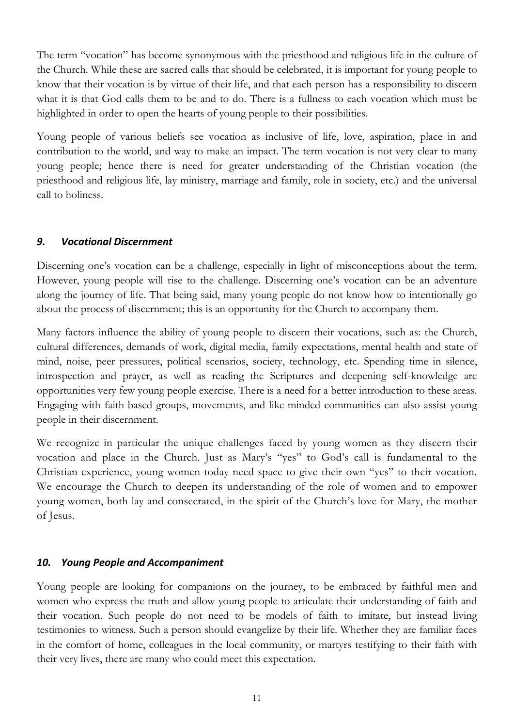The term "vocation" has become synonymous with the priesthood and religious life in the culture of the Church. While these are sacred calls that should be celebrated, it is important for young people to know that their vocation is by virtue of their life, and that each person has a responsibility to discern what it is that God calls them to be and to do. There is a fullness to each vocation which must be highlighted in order to open the hearts of young people to their possibilities.

Young people of various beliefs see vocation as inclusive of life, love, aspiration, place in and contribution to the world, and way to make an impact. The term vocation is not very clear to many young people; hence there is need for greater understanding of the Christian vocation (the priesthood and religious life, lay ministry, marriage and family, role in society, etc.) and the universal call to holiness.

### *9. Vocational Discernment*

Discerning one's vocation can be a challenge, especially in light of misconceptions about the term. However, young people will rise to the challenge. Discerning one's vocation can be an adventure along the journey of life. That being said, many young people do not know how to intentionally go about the process of discernment; this is an opportunity for the Church to accompany them.

Many factors influence the ability of young people to discern their vocations, such as: the Church, cultural differences, demands of work, digital media, family expectations, mental health and state of mind, noise, peer pressures, political scenarios, society, technology, etc. Spending time in silence, introspection and prayer, as well as reading the Scriptures and deepening self-knowledge are opportunities very few young people exercise. There is a need for a better introduction to these areas. Engaging with faith-based groups, movements, and like-minded communities can also assist young people in their discernment.

We recognize in particular the unique challenges faced by young women as they discern their vocation and place in the Church. Just as Mary's "yes" to God's call is fundamental to the Christian experience, young women today need space to give their own "yes" to their vocation. We encourage the Church to deepen its understanding of the role of women and to empower young women, both lay and consecrated, in the spirit of the Church's love for Mary, the mother of Jesus.

### *10. Young People and Accompaniment*

Young people are looking for companions on the journey, to be embraced by faithful men and women who express the truth and allow young people to articulate their understanding of faith and their vocation. Such people do not need to be models of faith to imitate, but instead living testimonies to witness. Such a person should evangelize by their life. Whether they are familiar faces in the comfort of home, colleagues in the local community, or martyrs testifying to their faith with their very lives, there are many who could meet this expectation.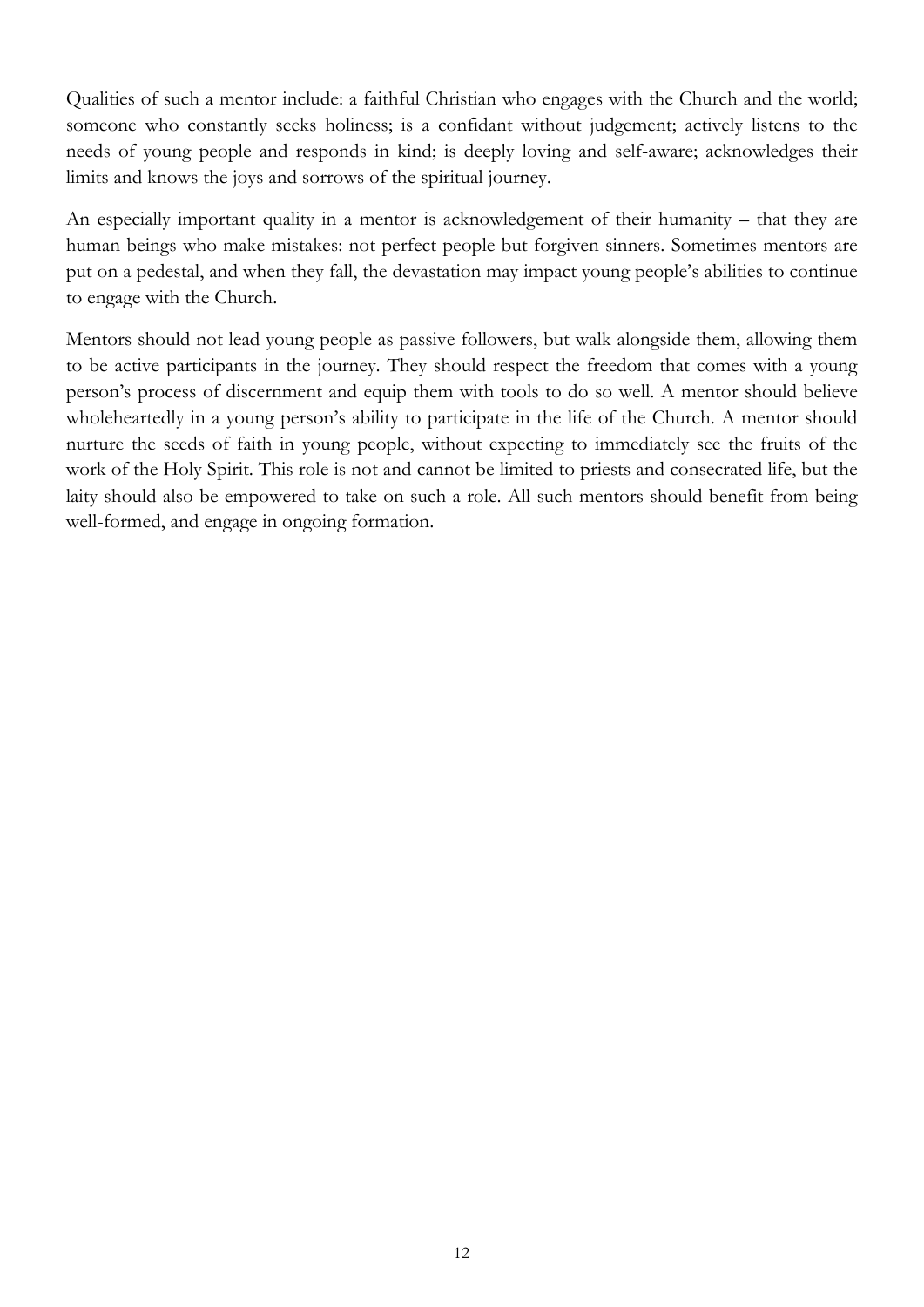Qualities of such a mentor include: a faithful Christian who engages with the Church and the world; someone who constantly seeks holiness; is a confidant without judgement; actively listens to the needs of young people and responds in kind; is deeply loving and self-aware; acknowledges their limits and knows the joys and sorrows of the spiritual journey.

An especially important quality in a mentor is acknowledgement of their humanity – that they are human beings who make mistakes: not perfect people but forgiven sinners. Sometimes mentors are put on a pedestal, and when they fall, the devastation may impact young people's abilities to continue to engage with the Church.

Mentors should not lead young people as passive followers, but walk alongside them, allowing them to be active participants in the journey. They should respect the freedom that comes with a young person's process of discernment and equip them with tools to do so well. A mentor should believe wholeheartedly in a young person's ability to participate in the life of the Church. A mentor should nurture the seeds of faith in young people, without expecting to immediately see the fruits of the work of the Holy Spirit. This role is not and cannot be limited to priests and consecrated life, but the laity should also be empowered to take on such a role. All such mentors should benefit from being well-formed, and engage in ongoing formation.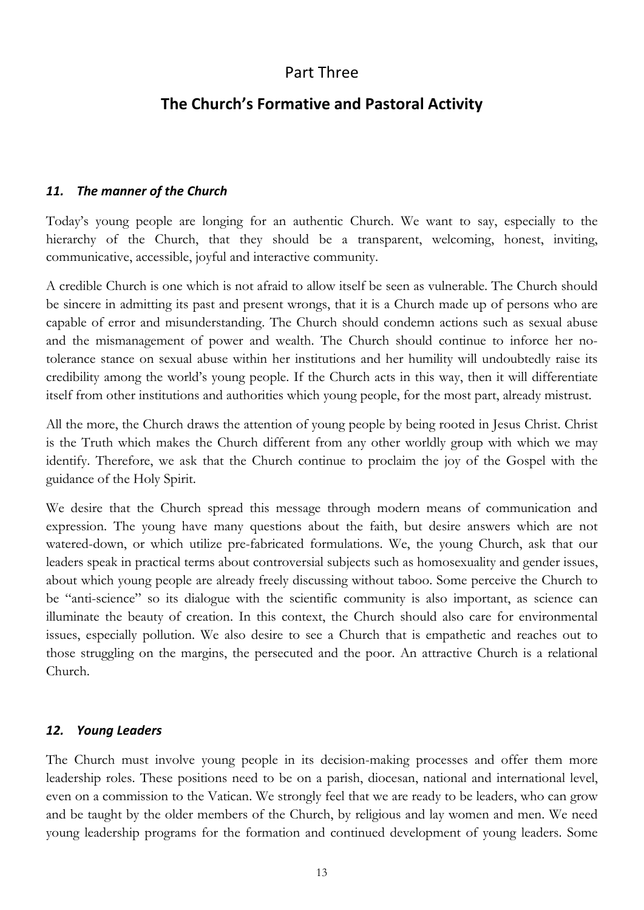# Part Three

## The Church's Formative and Pastoral Activity

### *11. The manner of the Church*

Today's young people are longing for an authentic Church. We want to say, especially to the hierarchy of the Church, that they should be a transparent, welcoming, honest, inviting, communicative, accessible, joyful and interactive community.

A credible Church is one which is not afraid to allow itself be seen as vulnerable. The Church should be sincere in admitting its past and present wrongs, that it is a Church made up of persons who are capable of error and misunderstanding. The Church should condemn actions such as sexual abuse and the mismanagement of power and wealth. The Church should continue to inforce her no-tolerance stance on sexual abuse within her institutions and her humility will undoubtedly raise its credibility among the world's young people. If the Church acts in this way, then it will differentiate itself from other institutions and authorities which young people, for the most part, already mistrust.

All the more, the Church draws the attention of young people by being rooted in Jesus Christ. Christ is the Truth which makes the Church different from any other worldly group with which we may identify. Therefore, we ask that the Church continue to proclaim the joy of the Gospel with the guidance of the Holy Spirit.

We desire that the Church spread this message through modern means of communication and expression. The young have many questions about the faith, but desire answers which are not watered-down, or which utilize pre-fabricated formulations. We, the young Church, ask that our leaders speak in practical terms about controversial subjects such as homosexuality and gender issues, about which young people are already freely discussing without taboo. Some perceive the Church to be "anti-science" so its dialogue with the scientific community is also important, as science can illuminate the beauty of creation. In this context, the Church should also care for environmental issues, especially pollution. We also desire to see a Church that is empathetic and reaches out to those struggling on the margins, the persecuted and the poor. An attractive Church is a relational Church.

### *12. Young Leaders*

The Church must involve young people in its decision-making processes and offer them more leadership roles. These positions need to be on a parish, diocesan, national and international level, even on a commission to the Vatican. We strongly feel that we are ready to be leaders, who can grow and be taught by the older members of the Church, by religious and lay women and men. We need young leadership programs for the formation and continued development of young leaders. Some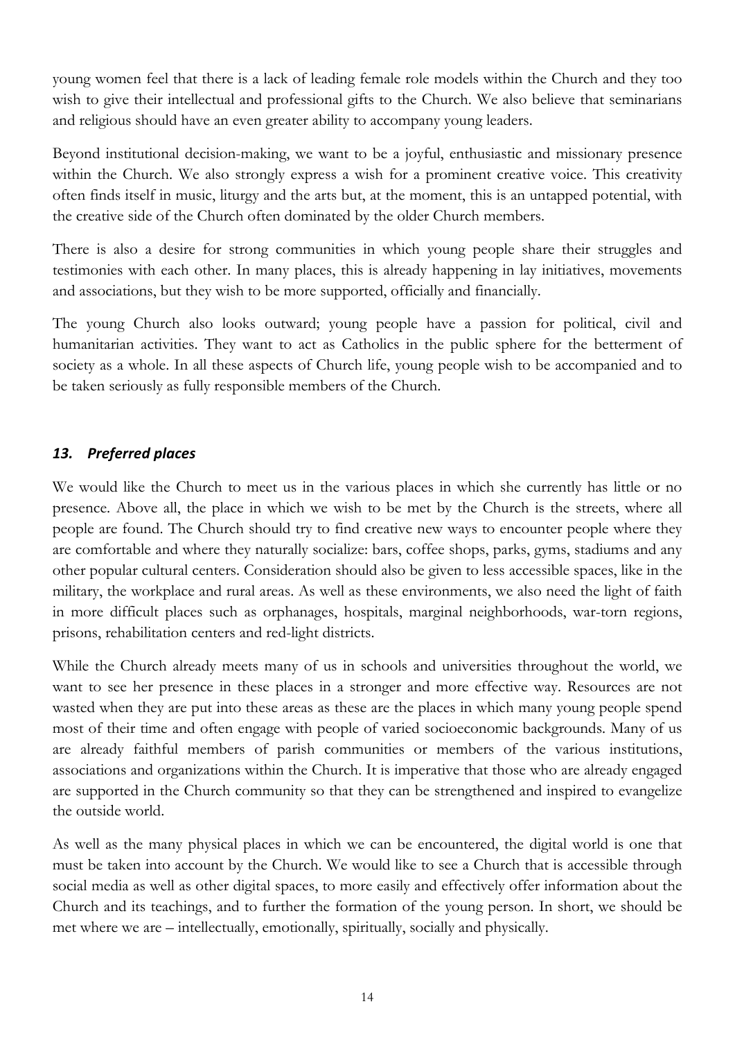young women feel that there is a lack of leading female role models within the Church and they too wish to give their intellectual and professional gifts to the Church. We also believe that seminarians and religious should have an even greater ability to accompany young leaders.

Beyond institutional decision-making, we want to be a joyful, enthusiastic and missionary presence within the Church. We also strongly express a wish for a prominent creative voice. This creativity often finds itself in music, liturgy and the arts but, at the moment, this is an untapped potential, with the creative side of the Church often dominated by the older Church members.

There is also a desire for strong communities in which young people share their struggles and testimonies with each other. In many places, this is already happening in lay initiatives, movements and associations, but they wish to be more supported, officially and financially.

The young Church also looks outward; young people have a passion for political, civil and humanitarian activities. They want to act as Catholics in the public sphere for the betterment of society as a whole. In all these aspects of Church life, young people wish to be accompanied and to be taken seriously as fully responsible members of the Church.

## *13. Preferred places*

We would like the Church to meet us in the various places in which she currently has little or no presence. Above all, the place in which we wish to be met by the Church is the streets, where all people are found. The Church should try to find creative new ways to encounter people where they are comfortable and where they naturally socialize: bars, coffee shops, parks, gyms, stadiums and any other popular cultural centers. Consideration should also be given to less accessible spaces, like in the military, the workplace and rural areas. As well as these environments, we also need the light of faith in more difficult places such as orphanages, hospitals, marginal neighborhoods, war-torn regions, prisons, rehabilitation centers and red-light districts.

While the Church already meets many of us in schools and universities throughout the world, we want to see her presence in these places in a stronger and more effective way. Resources are not wasted when they are put into these areas as these are the places in which many young people spend most of their time and often engage with people of varied socioeconomic backgrounds. Many of us are already faithful members of parish communities or members of the various institutions, associations and organizations within the Church. It is imperative that those who are already engaged are supported in the Church community so that they can be strengthened and inspired to evangelize the outside world.

As well as the many physical places in which we can be encountered, the digital world is one that must be taken into account by the Church. We would like to see a Church that is accessible through social media as well as other digital spaces, to more easily and effectively offer information about the Church and its teachings, and to further the formation of the young person. In short, we should be met where we are – intellectually, emotionally, spiritually, socially and physically.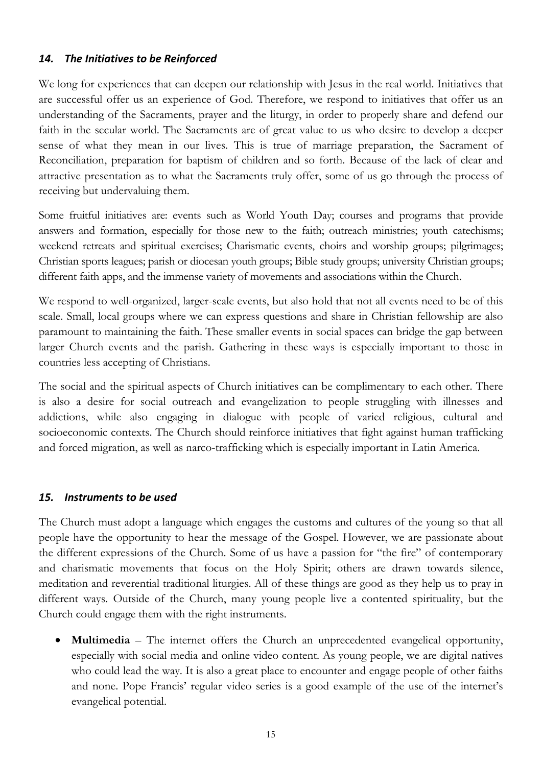## *14. The Initiatives to be Reinforced*

We long for experiences that can deepen our relationship with Jesus in the real world. Initiatives that are successful offer us an experience of God. Therefore, we respond to initiatives that offer us an understanding of the Sacraments, prayer and the liturgy, in order to properly share and defend our faith in the secular world. The Sacraments are of great value to us who desire to develop a deeper sense of what they mean in our lives. This is true of marriage preparation, the Sacrament of Reconciliation, preparation for baptism of children and so forth. Because of the lack of clear and attractive presentation as to what the Sacraments truly offer, some of us go through the process of receiving but undervaluing them.

Some fruitful initiatives are: events such as World Youth Day; courses and programs that provide answers and formation, especially for those new to the faith; outreach ministries; youth catechisms; weekend retreats and spiritual exercises; Charismatic events, choirs and worship groups; pilgrimages; Christian sports leagues; parish or diocesan youth groups; Bible study groups; university Christian groups; different faith apps, and the immense variety of movements and associations within the Church.

We respond to well-organized, larger-scale events, but also hold that not all events need to be of this scale. Small, local groups where we can express questions and share in Christian fellowship are also paramount to maintaining the faith. These smaller events in social spaces can bridge the gap between larger Church events and the parish. Gathering in these ways is especially important to those in countries less accepting of Christians.

The social and the spiritual aspects of Church initiatives can be complimentary to each other. There is also a desire for social outreach and evangelization to people struggling with illnesses and addictions, while also engaging in dialogue with people of varied religious, cultural and socioeconomic contexts. The Church should reinforce initiatives that fight against human trafficking and forced migration, as well as narco-trafficking which is especially important in Latin America.

## *15. Instruments to be used*

The Church must adopt a language which engages the customs and cultures of the young so that all people have the opportunity to hear the message of the Gospel. However, we are passionate about the different expressions of the Church. Some of us have a passion for "the fire" of contemporary and charismatic movements that focus on the Holy Spirit; others are drawn towards silence, meditation and reverential traditional liturgies. All of these things are good as they help us to pray in different ways. Outside of the Church, many young people live a contented spirituality, but the Church could engage them with the right instruments.

- **Multimedia** – The internet offers the Church an unprecedented evangelical opportunity, especially with social media and online video content. As young people, we are digital natives who could lead the way. It is also a great place to encounter and engage people of other faiths and none. Pope Francis' regular video series is a good example of the use of the internet's evangelical potential.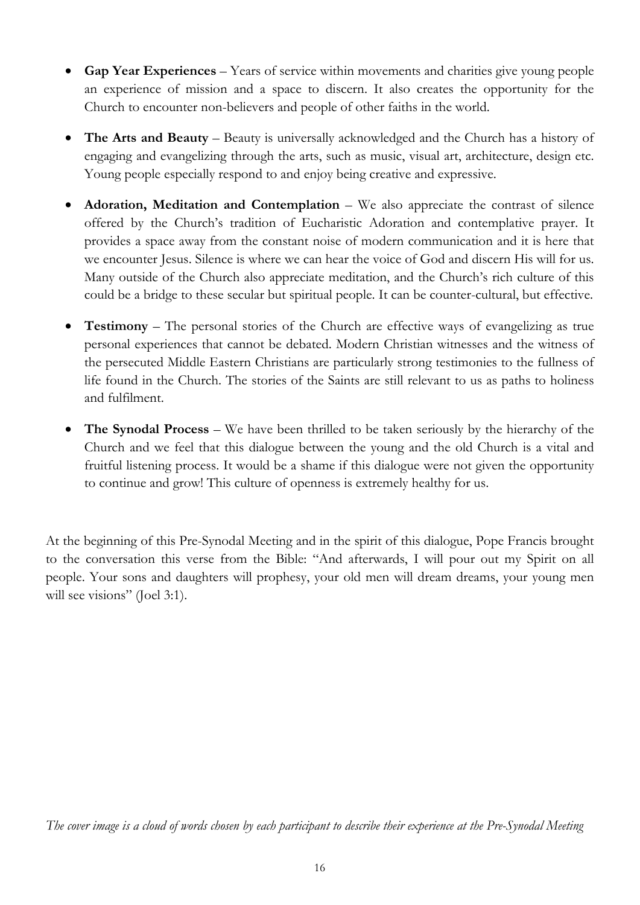- **Gap Year Experiences** – Years of service within movements and charities give young people an experience of mission and a space to discern. It also creates the opportunity for the Church to encounter non-believers and people of other faiths in the world.

- **The Arts and Beauty** – Beauty is universally acknowledged and the Church has a history of engaging and evangelizing through the arts, such as music, visual art, architecture, design etc. Young people especially respond to and enjoy being creative and expressive.

- **Adoration, Meditation and Contemplation** – We also appreciate the contrast of silence offered by the Church's tradition of Eucharistic Adoration and contemplative prayer. It provides a space away from the constant noise of modern communication and it is here that we encounter Jesus. Silence is where we can hear the voice of God and discern His will for us. Many outside of the Church also appreciate meditation, and the Church's rich culture of this could be a bridge to these secular but spiritual people. It can be counter-cultural, but effective.

- **Testimony** – The personal stories of the Church are effective ways of evangelizing as true personal experiences that cannot be debated. Modern Christian witnesses and the witness of the persecuted Middle Eastern Christians are particularly strong testimonies to the fullness of life found in the Church. The stories of the Saints are still relevant to us as paths to holiness and fulfilment.

- **The Synodal Process** – We have been thrilled to be taken seriously by the hierarchy of the Church and we feel that this dialogue between the young and the old Church is a vital and fruitful listening process. It would be a shame if this dialogue were not given the opportunity to continue and grow! This culture of openness is extremely healthy for us.

At the beginning of this Pre-Synodal Meeting and in the spirit of this dialogue, Pope Francis brought to the conversation this verse from the Bible: "And afterwards, I will pour out my Spirit on all people. Your sons and daughters will prophesy, your old men will dream dreams, your young men will see visions" (Joel 3:1).

*The cover image is a cloud of words chosen by each participant to describe their experience at the Pre-Synodal Meeting*